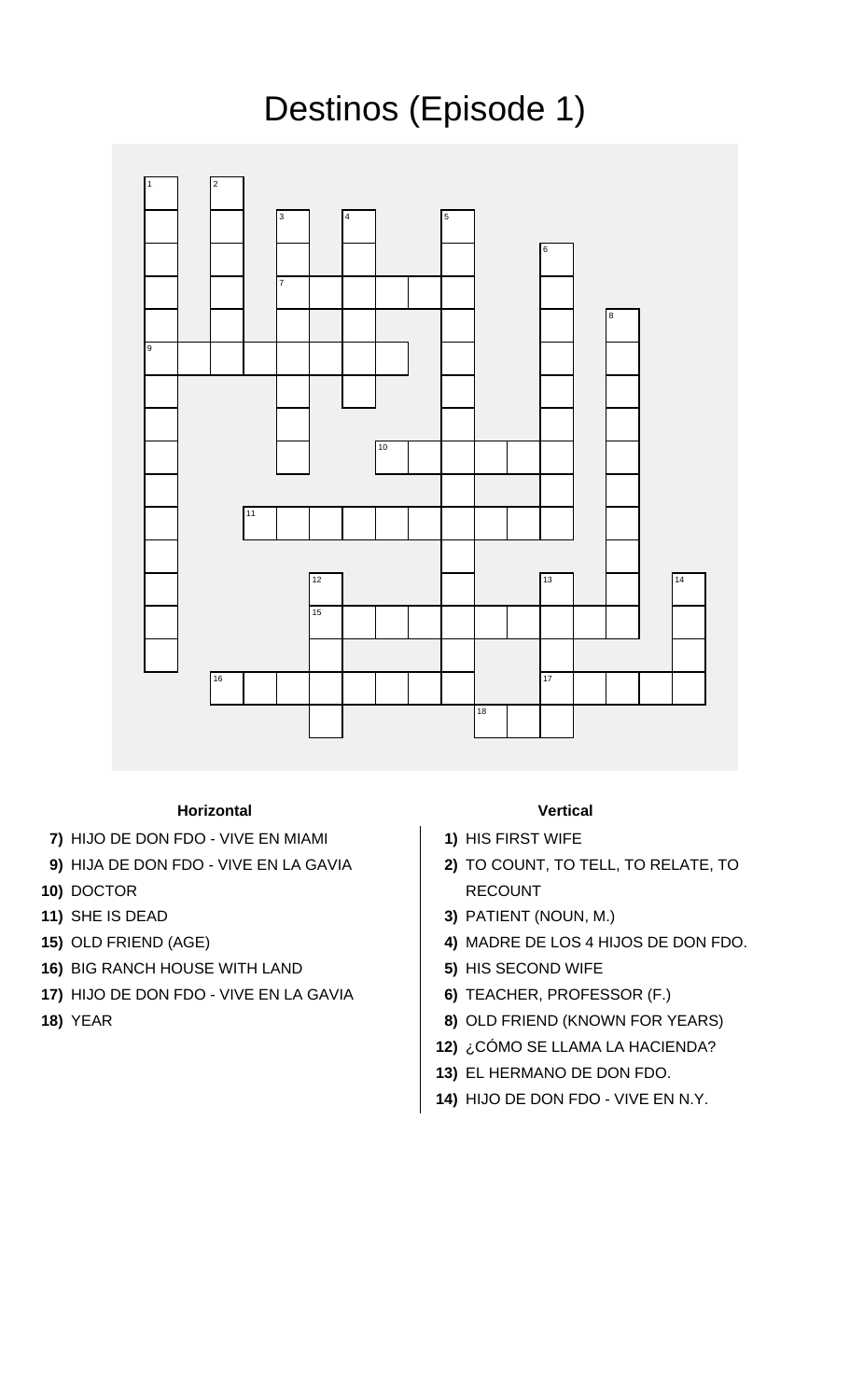# Destinos (Episode 1)

### Horizontal

- **7)** HIJO DE DON FDO - VIVE EN MIAMI
- **9)** HIJA DE DON FDO - VIVE EN LA GAVIA
- **10)** DOCTOR
- **11)** SHE IS DEAD
- **15)** OLD FRIEND (AGE)
- **16)** BIG RANCH HOUSE WITH LAND
- **17)** HIJO DE DON FDO - VIVE EN LA GAVIA
- **18)** YEAR

### Vertical

- **1)** HIS FIRST WIFE
- **2)** TO COUNT, TO TELL, TO RELATE, TO RECOUNT
- **3)** PATIENT (NOUN, M.)
- **4)** MADRE DE LOS 4 HIJOS DE DON FDO.
- **5)** HIS SECOND WIFE
- **6)** TEACHER, PROFESSOR (F.)
- **8)** OLD FRIEND (KNOWN FOR YEARS)
- **12)** ¿CÓMO SE LLAMA LA HACIENDA?
- **13)** EL HERMANO DE DON FDO.
- **14)** HIJO DE DON FDO - VIVE EN N.Y.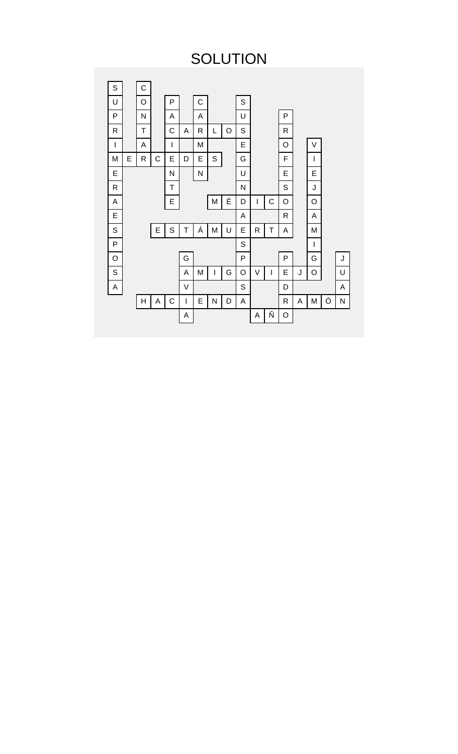# SOLUTION

| | | | | | | | | | | | | | | | | |
|---|---|---|---|---|---|---|---|---|---|---|---|---|---|---|---|---|
| S | | C | | | | | | | | | | | | | | |
| U | | O | | P | | C | | | S | | | | | | | |
| P | | N | | A | | A | | | U | | | P | | | | |
| R | | T | | C | A | R | L | O | S | | | R | | | | |
| I | | A | | I | | M | | | E | | | O | | V | | |
| M | E | R | C | E | D | E | S | | G | | | F | | I | | |
| E | | | | N | | N | | | U | | | E | | E | | |
| R | | | | T | | | | | N | | | S | | J | | |
| A | | | | E | | | M | É | D | I | C | O | | O | | |
| E | | | | | | | | | A | | | R | | A | | |
| S | | | E | S | T | Á | M | U | E | R | T | A | | M | | |
| P | | | | | | | | | S | | | | | I | | |
| O | | | | | G | | | | P | | | P | | G | | J |
| S | | | | | A | M | I | G | O | V | I | E | J | O | | U |
| A | | | | | V | | | | S | | | D | | | | A |
| | | H | A | C | I | E | N | D | A | | | R | A | M | Ó | N |
| | | | | | A | | | | | A | Ñ | O | | | | |